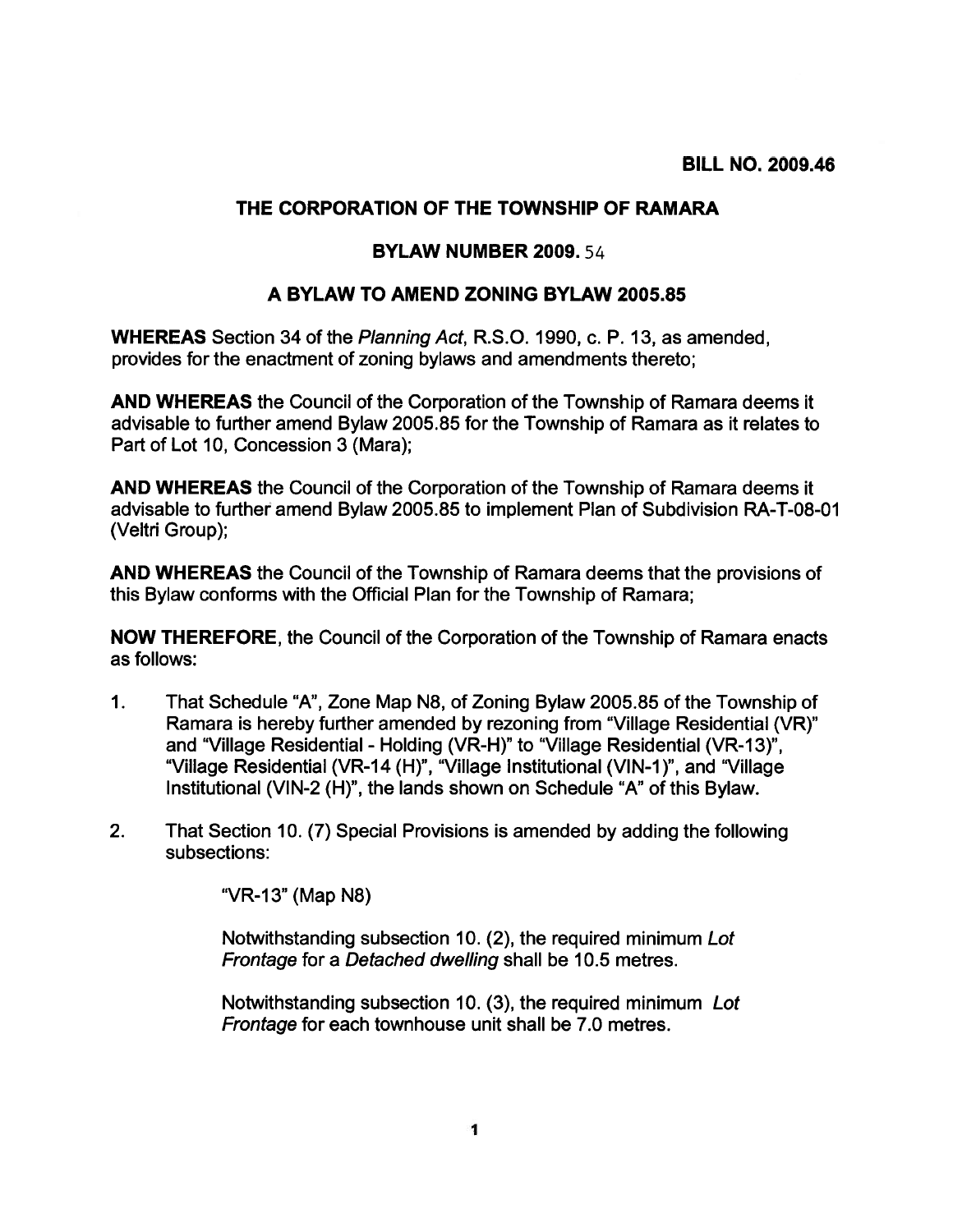**BILL NO. 2009.46**

## THE CORPORATION OF THE TOWNSHIP OF RAMARA

## BYLAW NUMBER 2009. 54

## A BYLAW TO AMEND ZONING BYLAW 2005.85

**WHEREAS** Section 34 of the *Planning Act*, R.S.O. 1990, c. P. 13, as amended, provides for the enactment of zoning bylaws and amendments thereto;

**AND WHEREAS** the Council of the Corporation of the Township of Ramara deems it advisable to further amend Bylaw 2005.85 for the Township of Ramara as it relates to Part of Lot 10, Concession 3 (Mara);

**AND WHEREAS** the Council of the Corporation of the Township of Ramara deems it advisable to further amend Bylaw 2005.85 to implement Plan of Subdivision RA-T-08-01 (Veltri Group);

**AND WHEREAS** the Council of the Township of Ramara deems that the provisions of this Bylaw conforms with the Official Plan for the Township of Ramara;

**NOW THEREFORE**, the Council of the Corporation of the Township of Ramara enacts as follows:

1. That Schedule "A", Zone Map N8, of Zoning Bylaw 2005.85 of the Township of Ramara is hereby further amended by rezoning from "Village Residential (VR)" and "Village Residential - Holding (VR-H)" to "Village Residential (VR-13)", "Village Residential (VR-14 (H)", "Village Institutional (VIN-1)", and "Village Institutional (VIN-2 (H)", the lands shown on Schedule "A" of this Bylaw.

2. That Section 10. (7) Special Provisions is amended by adding the following subsections:

   "VR-13" (Map N8)

   Notwithstanding subsection 10. (2), the required minimum *Lot Frontage* for a *Detached dwelling* shall be 10.5 metres.

   Notwithstanding subsection 10. (3), the required minimum *Lot Frontage* for each townhouse unit shall be 7.0 metres.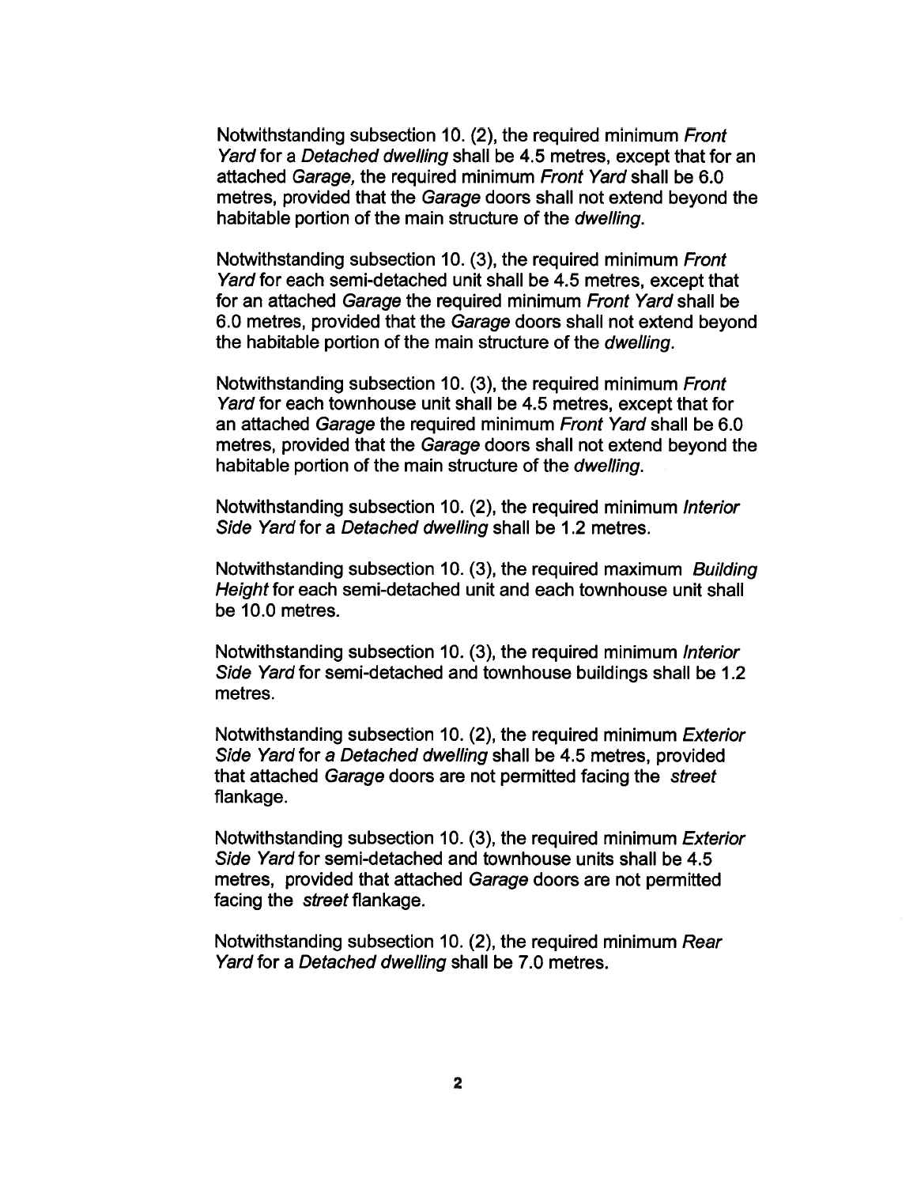Notwithstanding subsection 10. (2), the required minimum *Front Yard* for a *Detached dwelling* shall be 4.5 metres, except that for an attached *Garage,* the required minimum *Front Yard* shall be 6.0 metres, provided that the *Garage* doors shall not extend beyond the habitable portion of the main structure of the *dwelling*.

Notwithstanding subsection 10. (3), the required minimum *Front Yard* for each semi-detached unit shall be 4.5 metres, except that for an attached *Garage* the required minimum *Front Yard* shall be 6.0 metres, provided that the *Garage* doors shall not extend beyond the habitable portion of the main structure of the *dwelling*.

Notwithstanding subsection 10. (3), the required minimum *Front Yard* for each townhouse unit shall be 4.5 metres, except that for an attached *Garage* the required minimum *Front Yard* shall be 6.0 metres, provided that the *Garage* doors shall not extend beyond the habitable portion of the main structure of the *dwelling*.

Notwithstanding subsection 10. (2), the required minimum *Interior Side Yard* for a *Detached dwelling* shall be 1.2 metres.

Notwithstanding subsection 10. (3), the required maximum *Building Height* for each semi-detached unit and each townhouse unit shall be 10.0 metres.

Notwithstanding subsection 10. (3), the required minimum *Interior Side Yard* for semi-detached and townhouse buildings shall be 1.2 metres.

Notwithstanding subsection 10. (2), the required minimum *Exterior Side Yard* for *a Detached dwelling* shall be 4.5 metres, provided that attached *Garage* doors are not permitted facing the *street* flankage.

Notwithstanding subsection 10. (3), the required minimum *Exterior Side Yard* for semi-detached and townhouse units shall be 4.5 metres, provided that attached *Garage* doors are not permitted facing the *street* flankage.

Notwithstanding subsection 10. (2), the required minimum *Rear Yard* for a *Detached dwelling* shall be 7.0 metres.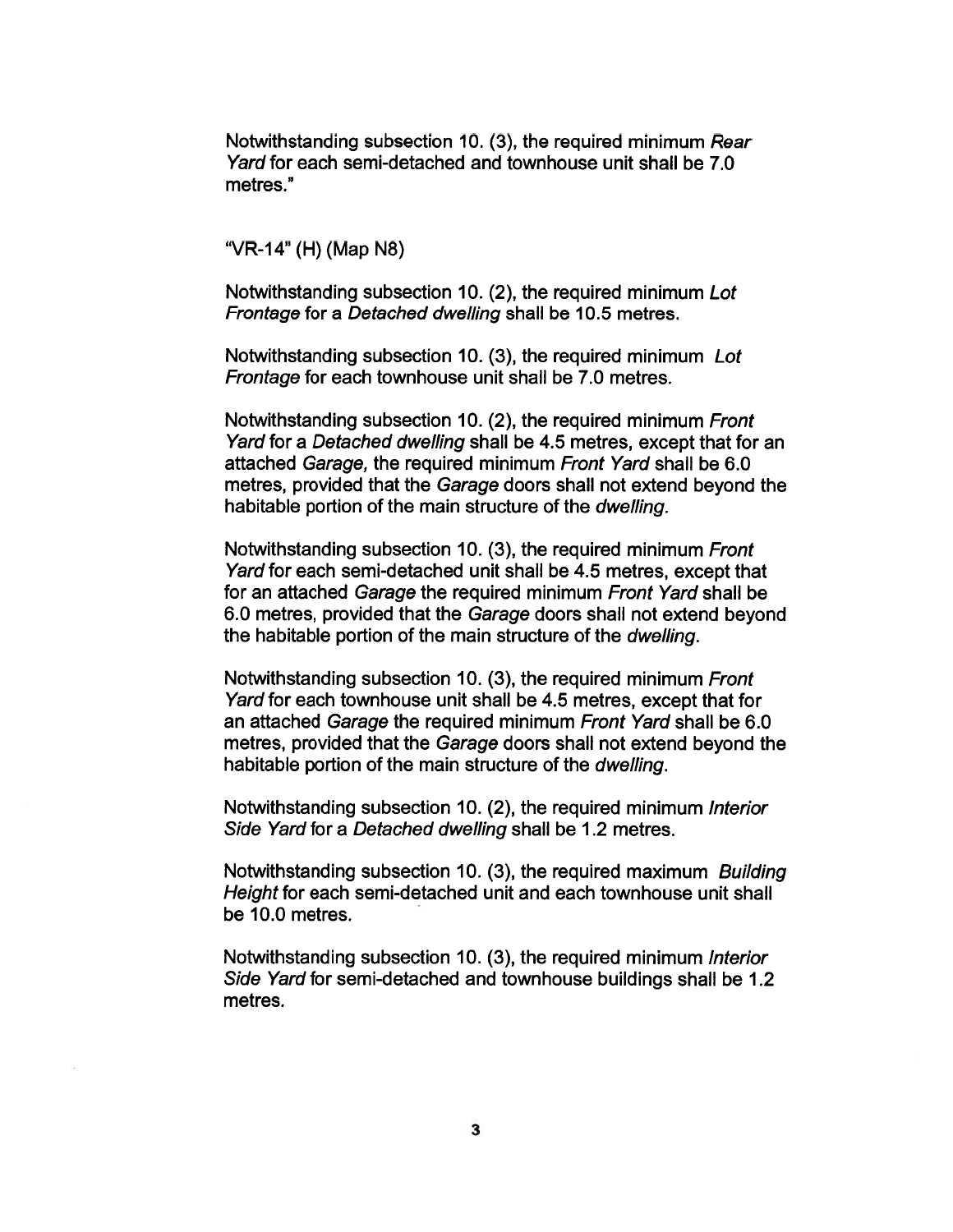Notwithstanding subsection 10. (3), the required minimum *Rear Yard* for each semi-detached and townhouse unit shall be 7.0 metres."

"VR-14" (H) (Map N8)

Notwithstanding subsection 10. (2), the required minimum *Lot Frontage* for a *Detached dwelling* shall be 10.5 metres.

Notwithstanding subsection 10. (3), the required minimum *Lot Frontage* for each townhouse unit shall be 7.0 metres.

Notwithstanding subsection 10. (2), the required minimum *Front Yard* for a *Detached dwelling* shall be 4.5 metres, except that for an attached *Garage*, the required minimum *Front Yard* shall be 6.0 metres, provided that the *Garage* doors shall not extend beyond the habitable portion of the main structure of the *dwelling*.

Notwithstanding subsection 10. (3), the required minimum *Front Yard* for each semi-detached unit shall be 4.5 metres, except that for an attached *Garage* the required minimum *Front Yard* shall be 6.0 metres, provided that the *Garage* doors shall not extend beyond the habitable portion of the main structure of the *dwelling*.

Notwithstanding subsection 10. (3), the required minimum *Front Yard* for each townhouse unit shall be 4.5 metres, except that for an attached *Garage* the required minimum *Front Yard* shall be 6.0 metres, provided that the *Garage* doors shall not extend beyond the habitable portion of the main structure of the *dwelling*.

Notwithstanding subsection 10. (2), the required minimum *Interior Side Yard* for a *Detached dwelling* shall be 1.2 metres.

Notwithstanding subsection 10. (3), the required maximum *Building Height* for each semi-detached unit and each townhouse unit shall be 10.0 metres.

Notwithstanding subsection 10. (3), the required minimum *Interior Side Yard* for semi-detached and townhouse buildings shall be 1.2 metres.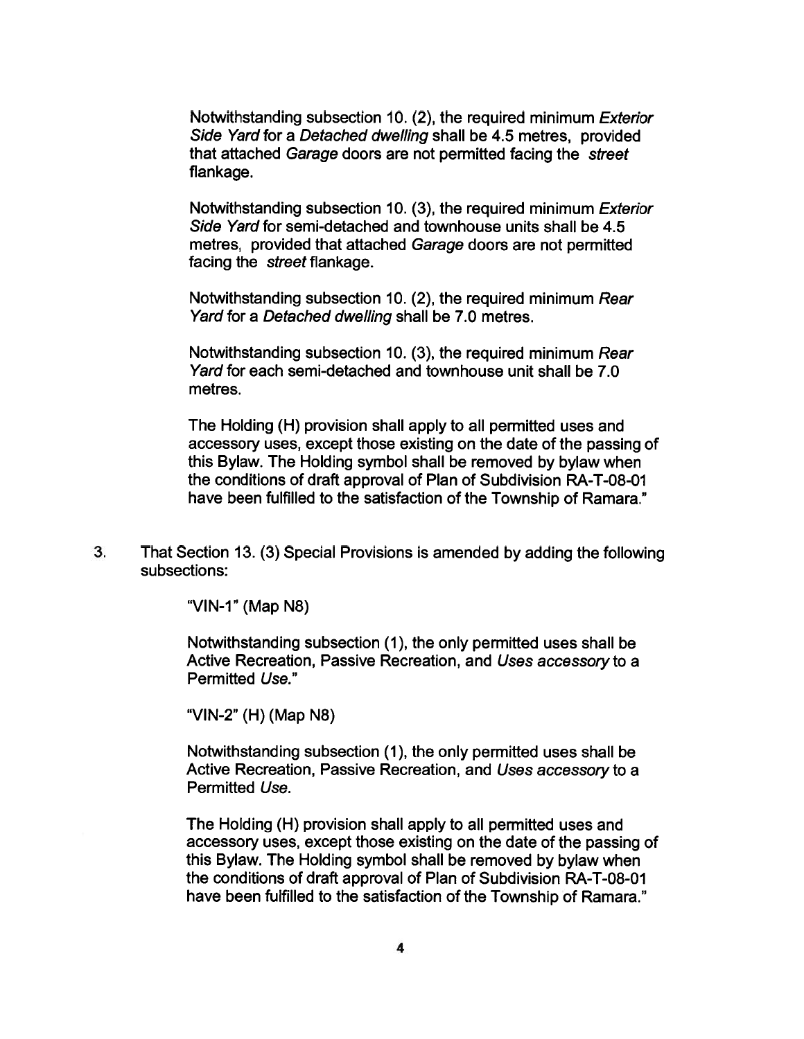Notwithstanding subsection 10. (2), the required minimum *Exterior Side Yard* for a *Detached dwelling* shall be 4.5 metres, provided that attached *Garage* doors are not permitted facing the *street* flankage.

Notwithstanding subsection 10. (3), the required minimum *Exterior Side Yard* for semi-detached and townhouse units shall be 4.5 metres, provided that attached *Garage* doors are not permitted facing the *street* flankage.

Notwithstanding subsection 10. (2), the required minimum *Rear Yard* for a *Detached dwelling* shall be 7.0 metres.

Notwithstanding subsection 10. (3), the required minimum *Rear Yard* for each semi-detached and townhouse unit shall be 7.0 metres.

The Holding (H) provision shall apply to all permitted uses and accessory uses, except those existing on the date of the passing of this Bylaw. The Holding symbol shall be removed by bylaw when the conditions of draft approval of Plan of Subdivision RA-T-08-01 have been fulfilled to the satisfaction of the Township of Ramara."

3. That Section 13. (3) Special Provisions is amended by adding the following subsections:

"VIN-1" (Map N8)

Notwithstanding subsection (1), the only permitted uses shall be Active Recreation, Passive Recreation, and *Uses accessory* to a Permitted *Use*."

"VIN-2" (H) (Map N8)

Notwithstanding subsection (1), the only permitted uses shall be Active Recreation, Passive Recreation, and *Uses accessory* to a Permitted *Use*.

The Holding (H) provision shall apply to all permitted uses and accessory uses, except those existing on the date of the passing of this Bylaw. The Holding symbol shall be removed by bylaw when the conditions of draft approval of Plan of Subdivision RA-T-08-01 have been fulfilled to the satisfaction of the Township of Ramara."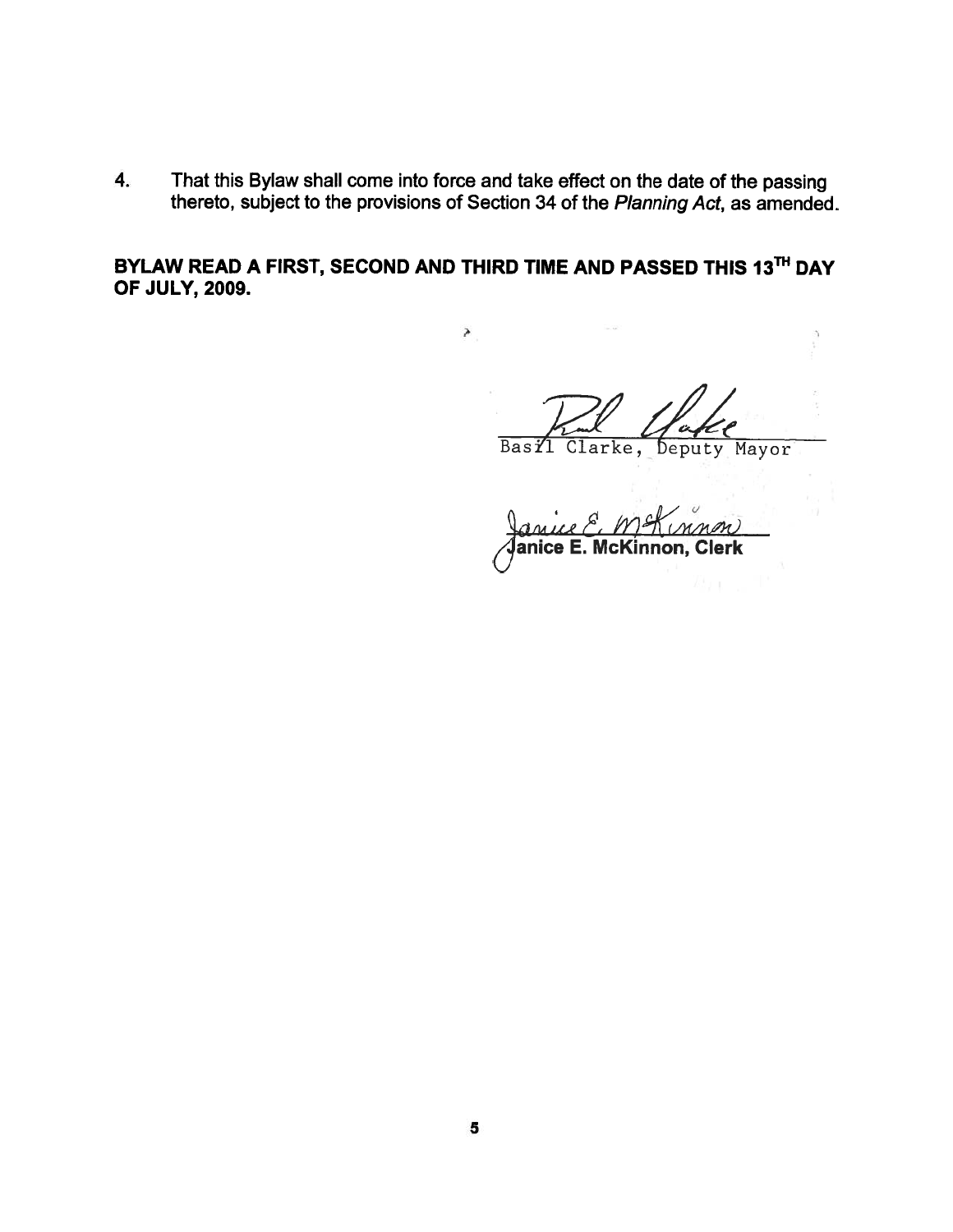4. That this Bylaw shall come into force and take effect on the date of the passing thereto, subject to the provisions of Section 34 of the *Planning Act*, as amended.

**BYLAW READ A FIRST, SECOND AND THIRD TIME AND PASSED THIS 13TH DAY OF JULY, 2009.**

Basil Clarke, Deputy Mayor

**Janice E. McKinnon, Clerk**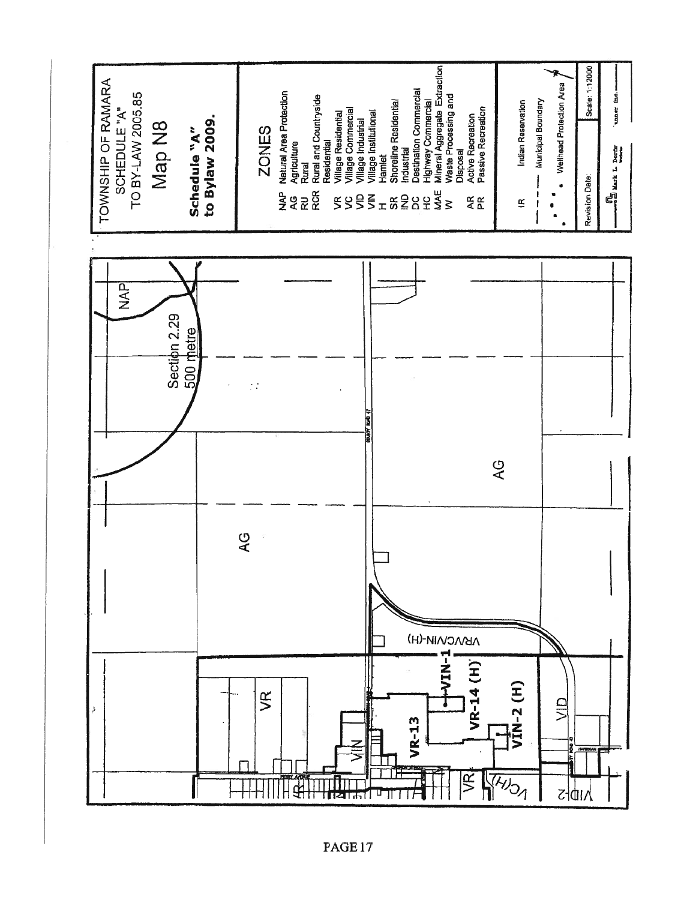TOWNSHIP OF RAMARA
SCHEDULE "A"
TO BY-LAW 2005.85

Map N8

**Schedule "A" to Bylaw 2009.**

ZONES

NAP Natural Area Protection
AG Agriculture
RU Rural
RCR Rural and Countryside Residential
VR Village Residential
VC Village Commercial
VID Village Industrial
VIN Village Institutional
H Hamlet
SR Shoreline Residential
IND Industrial
DC Destination Commercial
HC Highway Commercial
MAE Mineral Aggregate Extraction
W Waste Processing and Disposal
AR Active Recreation
PR Passive Recreation

IR Indian Reservation
Municipal Boundary
Wellhead Protection Area

Revision Date:
Scale: 1:12000

Section 2.29
500 metre

NAP

AG

AG

VR

VIN

VR/VC/VIN-(H)

VIN-1

VR-13

VR-14 (H)

VIN-2 (H)

VID

VR

VC(H)

VID-2

COUNTY ROAD 47